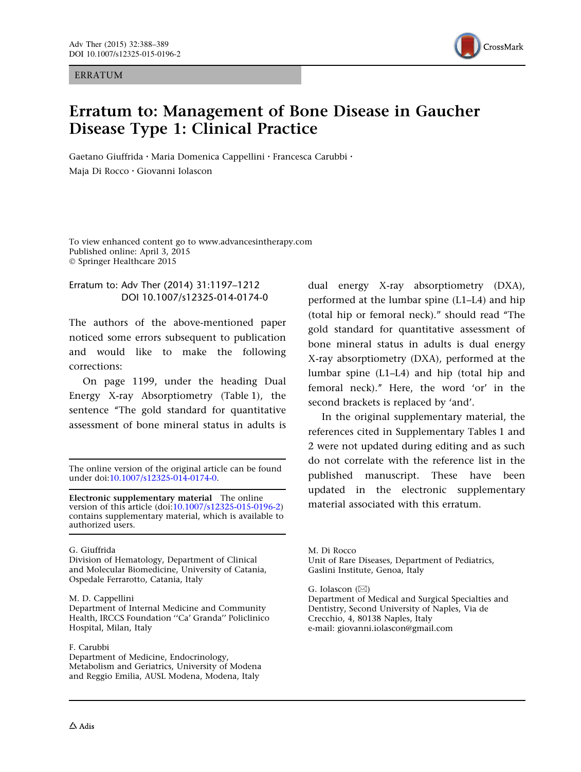ERRATUM

# Erratum to: Management of Bone Disease in Gaucher Disease Type 1: Clinical Practice

Gaetano Giuffrida · Maria Domenica Cappellini · Francesca Carubbi · Maja Di Rocco · Giovanni Iolascon

To view enhanced content go to www.advancesintherapy.com
Published online: April 3, 2015
© Springer Healthcare 2015

Erratum to: Adv Ther (2014) 31:1197–1212
DOI 10.1007/s12325-014-0174-0

The authors of the above-mentioned paper noticed some errors subsequent to publication and would like to make the following corrections:

On page 1199, under the heading Dual Energy X-ray Absorptiometry (Table 1), the sentence "The gold standard for quantitative assessment of bone mineral status in adults is dual energy X-ray absorptiometry (DXA), performed at the lumbar spine (L1–L4) and hip (total hip or femoral neck)." should read "The gold standard for quantitative assessment of bone mineral status in adults is dual energy X-ray absorptiometry (DXA), performed at the lumbar spine (L1–L4) and hip (total hip and femoral neck)." Here, the word 'or' in the second brackets is replaced by 'and'.

In the original supplementary material, the references cited in Supplementary Tables 1 and 2 were not updated during editing and as such do not correlate with the reference list in the published manuscript. These have been updated in the electronic supplementary material associated with this erratum.

The online version of the original article can be found under doi:10.1007/s12325-014-0174-0.

**Electronic supplementary material** The online version of this article (doi:10.1007/s12325-015-0196-2) contains supplementary material, which is available to authorized users.

G. Giuffrida
Division of Hematology, Department of Clinical and Molecular Biomedicine, University of Catania, Ospedale Ferrarotto, Catania, Italy

M. D. Cappellini
Department of Internal Medicine and Community Health, IRCCS Foundation ''Ca' Granda'' Policlinico Hospital, Milan, Italy

F. Carubbi
Department of Medicine, Endocrinology, Metabolism and Geriatrics, University of Modena and Reggio Emilia, AUSL Modena, Modena, Italy

M. Di Rocco
Unit of Rare Diseases, Department of Pediatrics, Gaslini Institute, Genoa, Italy

G. Iolascon (✉)
Department of Medical and Surgical Specialties and Dentistry, Second University of Naples, Via de Crecchio, 4, 80138 Naples, Italy
e-mail: giovanni.iolascon@gmail.com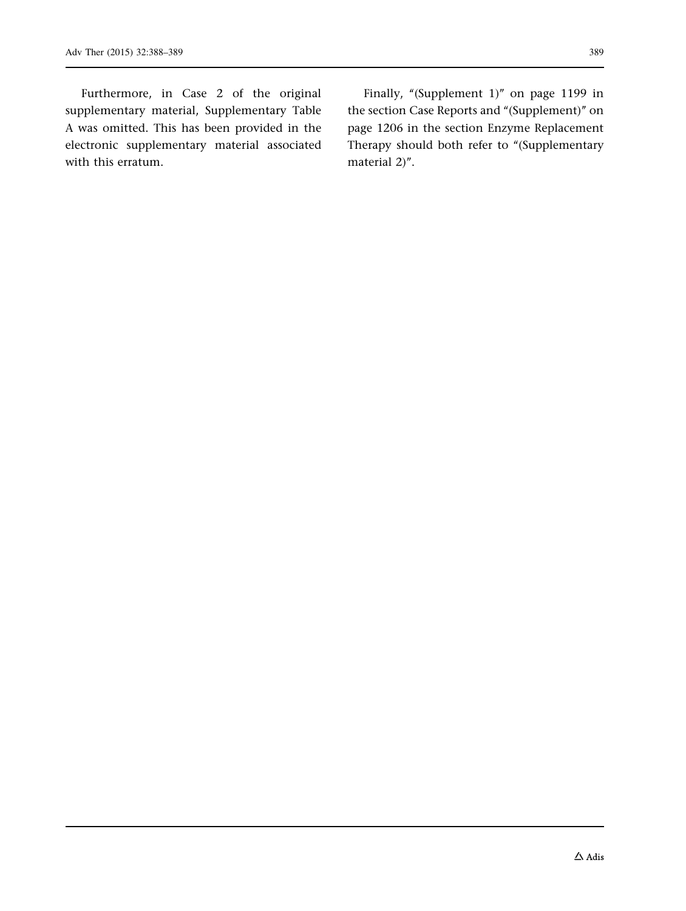Furthermore, in Case 2 of the original supplementary material, Supplementary Table A was omitted. This has been provided in the electronic supplementary material associated with this erratum.

Finally, "(Supplement 1)" on page 1199 in the section Case Reports and "(Supplement)" on page 1206 in the section Enzyme Replacement Therapy should both refer to "(Supplementary material 2)".